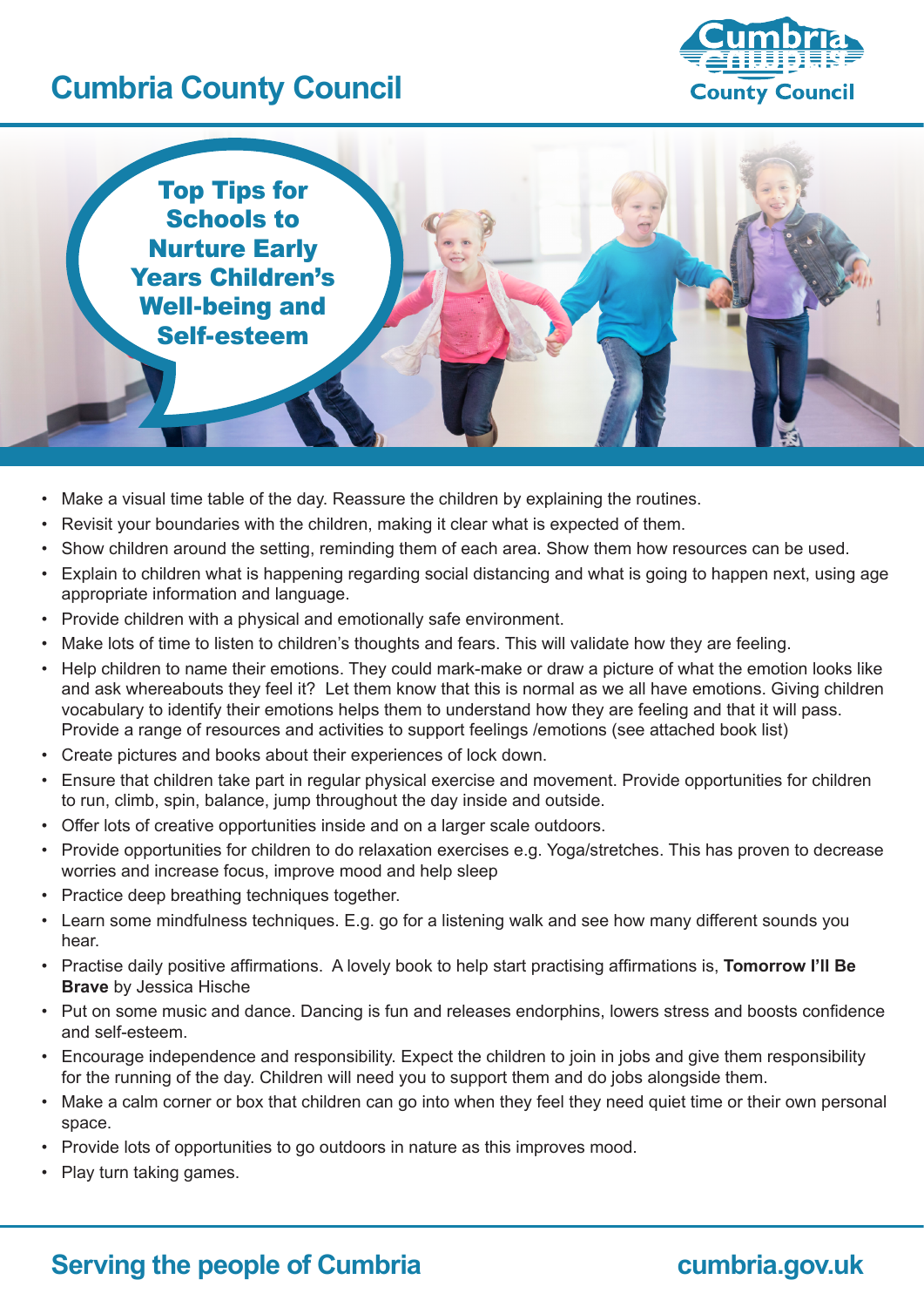# Cumbria County Council

## Top Tips for Schools to Nurture Early Years Children's Well-being and Self-esteem

- Make a visual time table of the day. Reassure the children by explaining the routines.
- Revisit your boundaries with the children, making it clear what is expected of them.
- Show children around the setting, reminding them of each area. Show them how resources can be used.
- Explain to children what is happening regarding social distancing and what is going to happen next, using age appropriate information and language.
- Provide children with a physical and emotionally safe environment.
- Make lots of time to listen to children's thoughts and fears. This will validate how they are feeling.
- Help children to name their emotions. They could mark-make or draw a picture of what the emotion looks like and ask whereabouts they feel it? Let them know that this is normal as we all have emotions. Giving children vocabulary to identify their emotions helps them to understand how they are feeling and that it will pass. Provide a range of resources and activities to support feelings /emotions (see attached book list)
- Create pictures and books about their experiences of lock down.
- Ensure that children take part in regular physical exercise and movement. Provide opportunities for children to run, climb, spin, balance, jump throughout the day inside and outside.
- Offer lots of creative opportunities inside and on a larger scale outdoors.
- Provide opportunities for children to do relaxation exercises e.g. Yoga/stretches. This has proven to decrease worries and increase focus, improve mood and help sleep
- Practice deep breathing techniques together.
- Learn some mindfulness techniques. E.g. go for a listening walk and see how many different sounds you hear.
- Practise daily positive affirmations. A lovely book to help start practising affirmations is, **Tomorrow I'll Be Brave** by Jessica Hische
- Put on some music and dance. Dancing is fun and releases endorphins, lowers stress and boosts confidence and self-esteem.
- Encourage independence and responsibility. Expect the children to join in jobs and give them responsibility for the running of the day. Children will need you to support them and do jobs alongside them.
- Make a calm corner or box that children can go into when they feel they need quiet time or their own personal space.
- Provide lots of opportunities to go outdoors in nature as this improves mood.
- Play turn taking games.

Serving the people of Cumbria — cumbria.gov.uk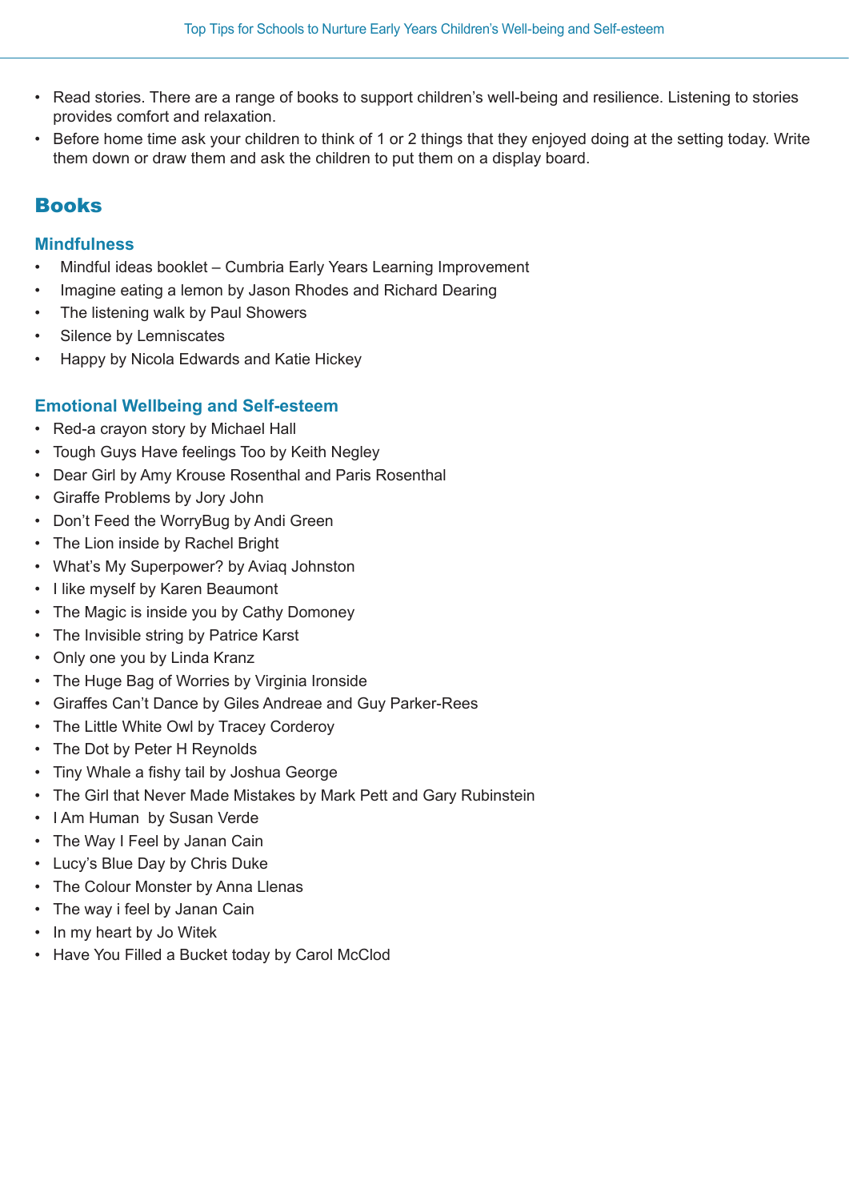- Read stories. There are a range of books to support children's well-being and resilience. Listening to stories provides comfort and relaxation.
- Before home time ask your children to think of 1 or 2 things that they enjoyed doing at the setting today. Write them down or draw them and ask the children to put them on a display board.

## Books

### Mindfulness

- Mindful ideas booklet – Cumbria Early Years Learning Improvement
- Imagine eating a lemon by Jason Rhodes and Richard Dearing
- The listening walk by Paul Showers
- Silence by Lemniscates
- Happy by Nicola Edwards and Katie Hickey

### Emotional Wellbeing and Self-esteem

- Red-a crayon story by Michael Hall
- Tough Guys Have feelings Too by Keith Negley
- Dear Girl by Amy Krouse Rosenthal and Paris Rosenthal
- Giraffe Problems by Jory John
- Don't Feed the WorryBug by Andi Green
- The Lion inside by Rachel Bright
- What's My Superpower? by Aviaq Johnston
- I like myself by Karen Beaumont
- The Magic is inside you by Cathy Domoney
- The Invisible string by Patrice Karst
- Only one you by Linda Kranz
- The Huge Bag of Worries by Virginia Ironside
- Giraffes Can't Dance by Giles Andreae and Guy Parker-Rees
- The Little White Owl by Tracey Corderoy
- The Dot by Peter H Reynolds
- Tiny Whale a fishy tail by Joshua George
- The Girl that Never Made Mistakes by Mark Pett and Gary Rubinstein
- I Am Human by Susan Verde
- The Way I Feel by Janan Cain
- Lucy's Blue Day by Chris Duke
- The Colour Monster by Anna Llenas
- The way i feel by Janan Cain
- In my heart by Jo Witek
- Have You Filled a Bucket today by Carol McClod